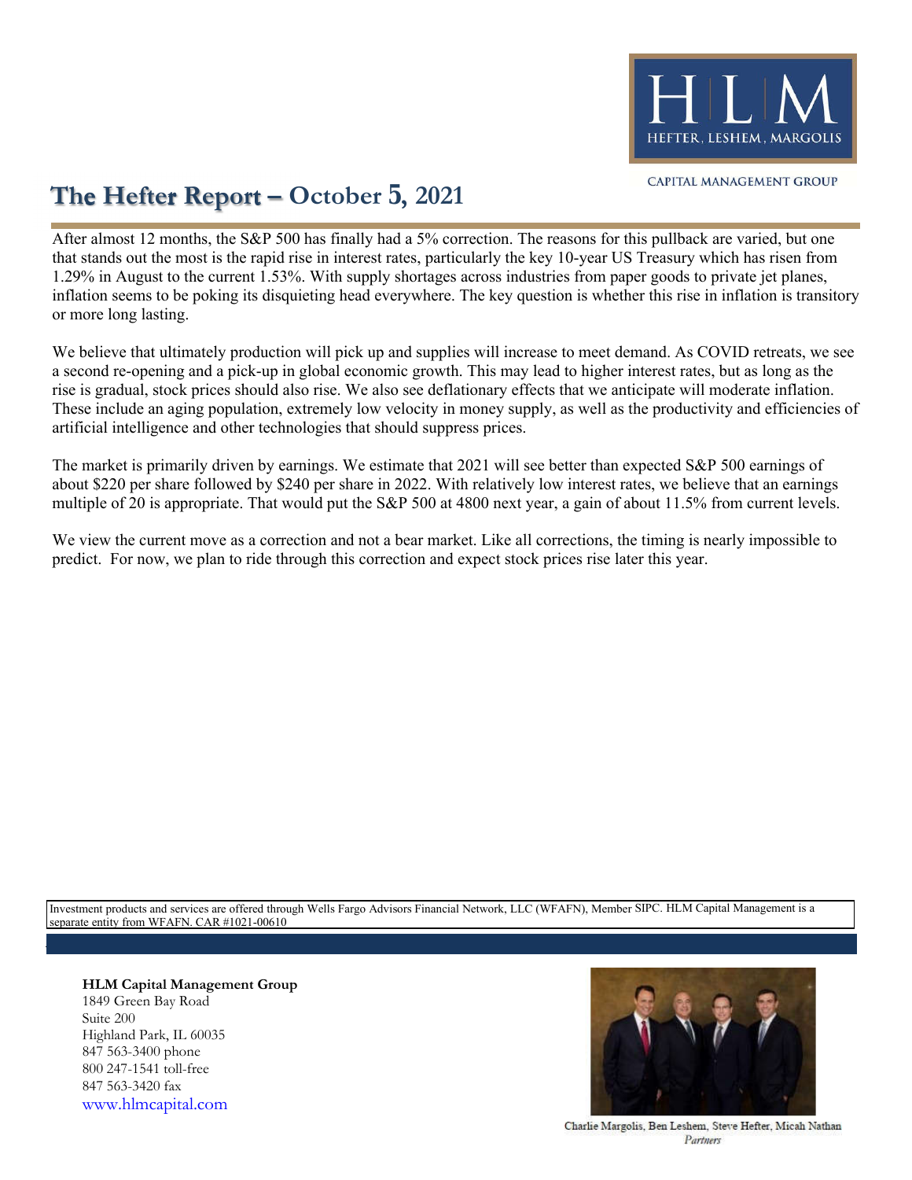HLM

HEFTER, LESHEM, MARGOLIS

CAPITAL MANAGEMENT GROUP

# The Hefter Report – October 5, 2021

After almost 12 months, the S&P 500 has finally had a 5% correction. The reasons for this pullback are varied, but one that stands out the most is the rapid rise in interest rates, particularly the key 10-year US Treasury which has risen from 1.29% in August to the current 1.53%. With supply shortages across industries from paper goods to private jet planes, inflation seems to be poking its disquieting head everywhere. The key question is whether this rise in inflation is transitory or more long lasting.

We believe that ultimately production will pick up and supplies will increase to meet demand. As COVID retreats, we see a second re-opening and a pick-up in global economic growth. This may lead to higher interest rates, but as long as the rise is gradual, stock prices should also rise. We also see deflationary effects that we anticipate will moderate inflation. These include an aging population, extremely low velocity in money supply, as well as the productivity and efficiencies of artificial intelligence and other technologies that should suppress prices.

The market is primarily driven by earnings. We estimate that 2021 will see better than expected S&P 500 earnings of about $220 per share followed by $240 per share in 2022. With relatively low interest rates, we believe that an earnings multiple of 20 is appropriate. That would put the S&P 500 at 4800 next year, a gain of about 11.5% from current levels.

We view the current move as a correction and not a bear market. Like all corrections, the timing is nearly impossible to predict. For now, we plan to ride through this correction and expect stock prices rise later this year.

Investment products and services are offered through Wells Fargo Advisors Financial Network, LLC (WFAFN), Member SIPC. HLM Capital Management is a separate entity from WFAFN. CAR #1021-00610

**HLM Capital Management Group**
1849 Green Bay Road
Suite 200
Highland Park, IL 60035
847 563-3400 phone
800 247-1541 toll-free
847 563-3420 fax
www.hlmcapital.com

Charlie Margolis, Ben Leshem, Steve Hefter, Micah Nathan
*Partners*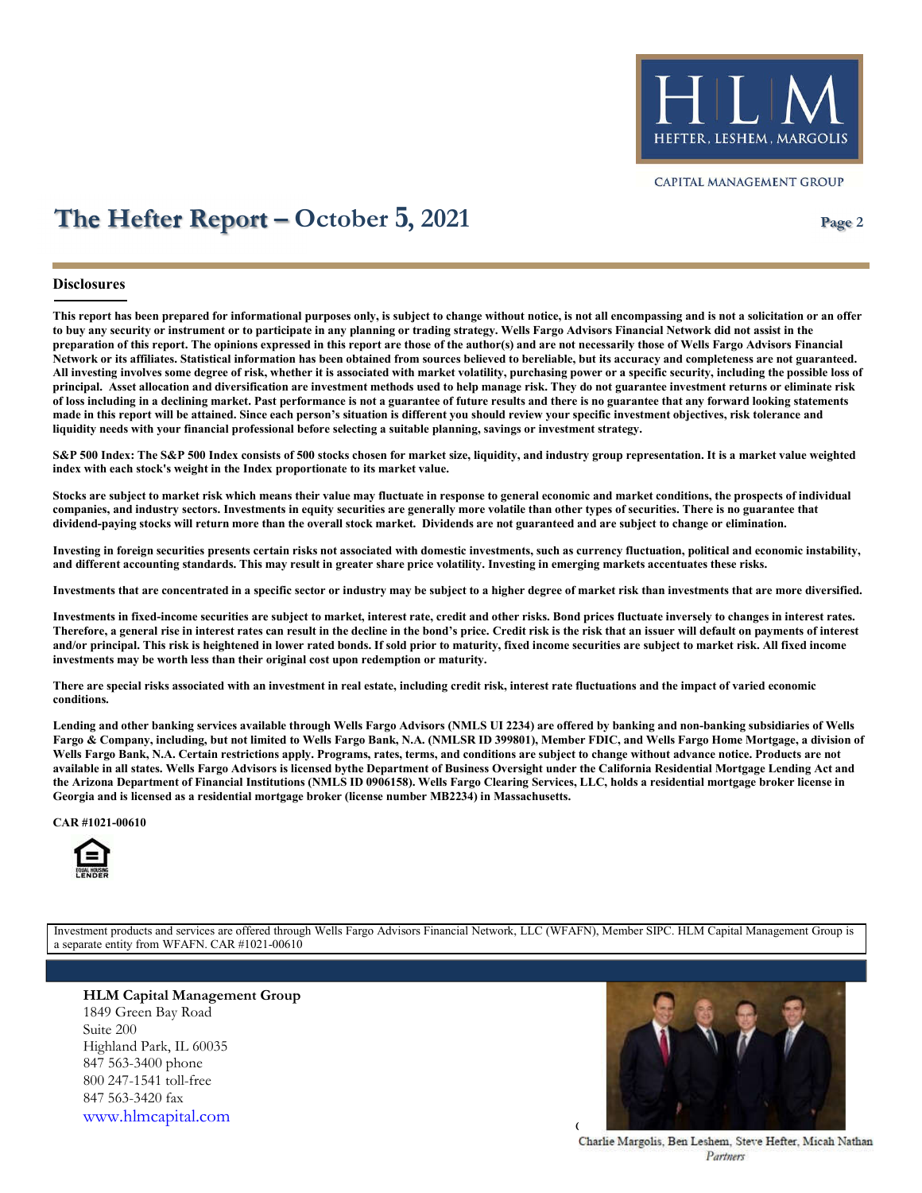# The Hefter Report – October 5, 2021

## Disclosures

**This report has been prepared for informational purposes only, is subject to change without notice, is not all encompassing and is not a solicitation or an offer to buy any security or instrument or to participate in any planning or trading strategy. Wells Fargo Advisors Financial Network did not assist in the preparation of this report. The opinions expressed in this report are those of the author(s) and are not necessarily those of Wells Fargo Advisors Financial Network or its affiliates. Statistical information has been obtained from sources believed to bereliable, but its accuracy and completeness are not guaranteed. All investing involves some degree of risk, whether it is associated with market volatility, purchasing power or a specific security, including the possible loss of principal. Asset allocation and diversification are investment methods used to help manage risk. They do not guarantee investment returns or eliminate risk of loss including in a declining market. Past performance is not a guarantee of future results and there is no guarantee that any forward looking statements made in this report will be attained. Since each person's situation is different you should review your specific investment objectives, risk tolerance and liquidity needs with your financial professional before selecting a suitable planning, savings or investment strategy.**

**S&P 500 Index: The S&P 500 Index consists of 500 stocks chosen for market size, liquidity, and industry group representation. It is a market value weighted index with each stock's weight in the Index proportionate to its market value.**

**Stocks are subject to market risk which means their value may fluctuate in response to general economic and market conditions, the prospects of individual companies, and industry sectors. Investments in equity securities are generally more volatile than other types of securities. There is no guarantee that dividend-paying stocks will return more than the overall stock market. Dividends are not guaranteed and are subject to change or elimination.**

**Investing in foreign securities presents certain risks not associated with domestic investments, such as currency fluctuation, political and economic instability, and different accounting standards. This may result in greater share price volatility. Investing in emerging markets accentuates these risks.**

**Investments that are concentrated in a specific sector or industry may be subject to a higher degree of market risk than investments that are more diversified.**

**Investments in fixed-income securities are subject to market, interest rate, credit and other risks. Bond prices fluctuate inversely to changes in interest rates. Therefore, a general rise in interest rates can result in the decline in the bond's price. Credit risk is the risk that an issuer will default on payments of interest and/or principal. This risk is heightened in lower rated bonds. If sold prior to maturity, fixed income securities are subject to market risk. All fixed income investments may be worth less than their original cost upon redemption or maturity.**

**There are special risks associated with an investment in real estate, including credit risk, interest rate fluctuations and the impact of varied economic conditions.**

**Lending and other banking services available through Wells Fargo Advisors (NMLS UI 2234) are offered by banking and non-banking subsidiaries of Wells Fargo & Company, including, but not limited to Wells Fargo Bank, N.A. (NMLSR ID 399801), Member FDIC, and Wells Fargo Home Mortgage, a division of Wells Fargo Bank, N.A. Certain restrictions apply. Programs, rates, terms, and conditions are subject to change without advance notice. Products are not available in all states. Wells Fargo Advisors is licensed bythe Department of Business Oversight under the California Residential Mortgage Lending Act and the Arizona Department of Financial Institutions (NMLS ID 0906158). Wells Fargo Clearing Services, LLC, holds a residential mortgage broker license in Georgia and is licensed as a residential mortgage broker (license number MB2234) in Massachusetts.**

**CAR #1021-00610**

EQUAL HOUSING LENDER

Investment products and services are offered through Wells Fargo Advisors Financial Network, LLC (WFAFN), Member SIPC. HLM Capital Management Group is a separate entity from WFAFN. CAR #1021-00610

**HLM Capital Management Group**
1849 Green Bay Road
Suite 200
Highland Park, IL 60035
847 563-3400 phone
800 247-1541 toll-free
847 563-3420 fax
www.hlmcapital.com

Charlie Margolis, Ben Leshem, Steve Hefter, Micah Nathan
*Partners*